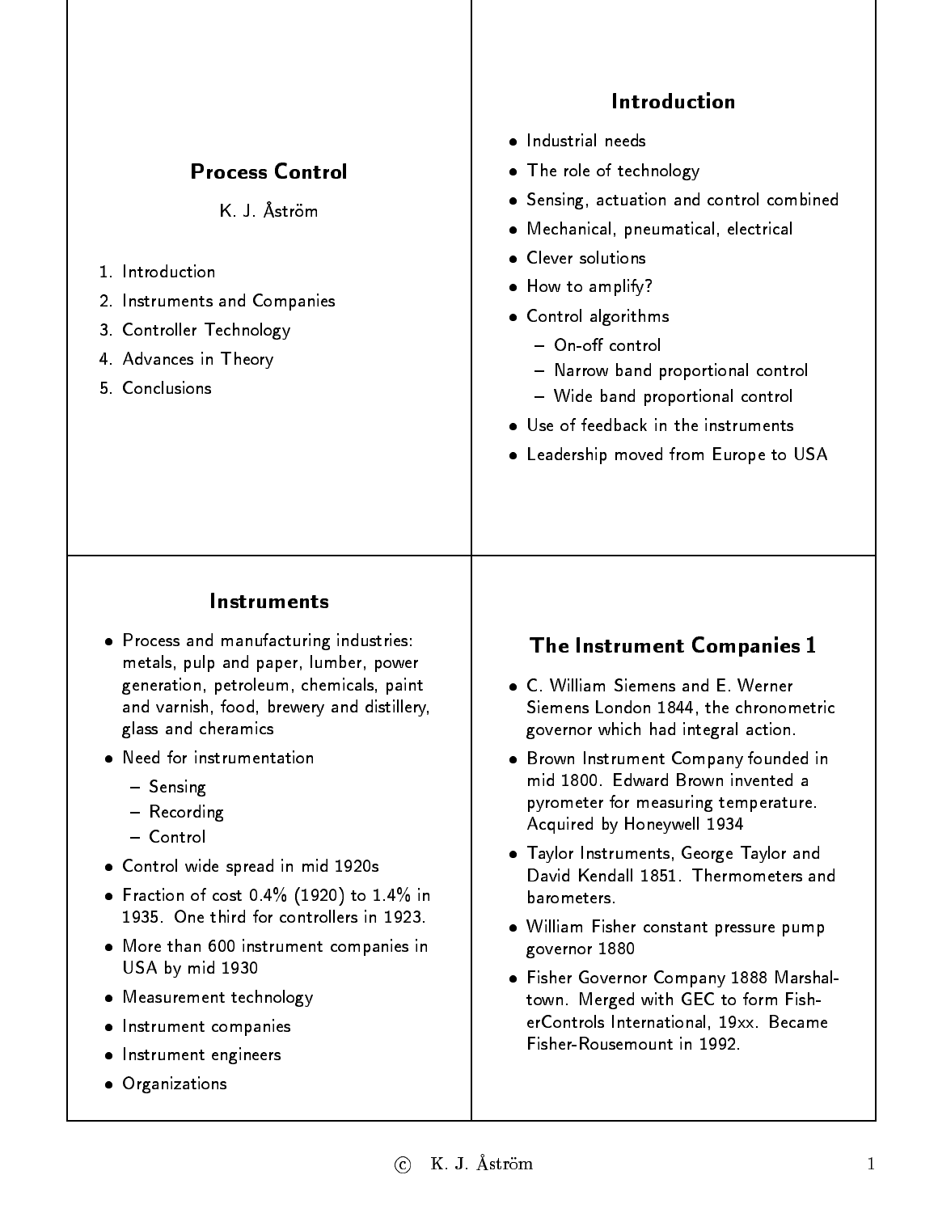# Process Control

K. J. Åström

1. Introduction
2. Instruments and Companies
3. Controller Technology
4. Advances in Theory
5. Conclusions

## Introduction

- Industrial needs
- The role of technology
- Sensing, actuation and control combined
- Mechanical, pneumatical, electrical
- Clever solutions
- How to amplify?
- Control algorithms
  - On-off control
  - Narrow band proportional control
  - Wide band proportional control
- Use of feedback in the instruments
- Leadership moved from Europe to USA

## Instruments

- Process and manufacturing industries: metals, pulp and paper, lumber, power generation, petroleum, chemicals, paint and varnish, food, brewery and distillery, glass and cheramics
- Need for instrumentation
  - Sensing
  - Recording
  - Control
- Control wide spread in mid 1920s
- Fraction of cost 0.4% (1920) to 1.4% in 1935. One third for controllers in 1923.
- More than 600 instrument companies in USA by mid 1930
- Measurement technology
- Instrument companies
- Instrument engineers
- Organizations

## The Instrument Companies 1

- C. William Siemens and E. Werner Siemens London 1844, the chronometric governor which had integral action.
- Brown Instrument Company founded in mid 1800. Edward Brown invented a pyrometer for measuring temperature. Acquired by Honeywell 1934
- Taylor Instruments, George Taylor and David Kendall 1851. Thermometers and barometers.
- William Fisher constant pressure pump governor 1880
- Fisher Governor Company 1888 Marshaltown. Merged with GEC to form FisherControls International, 19xx. Became Fisher-Rousemount in 1992.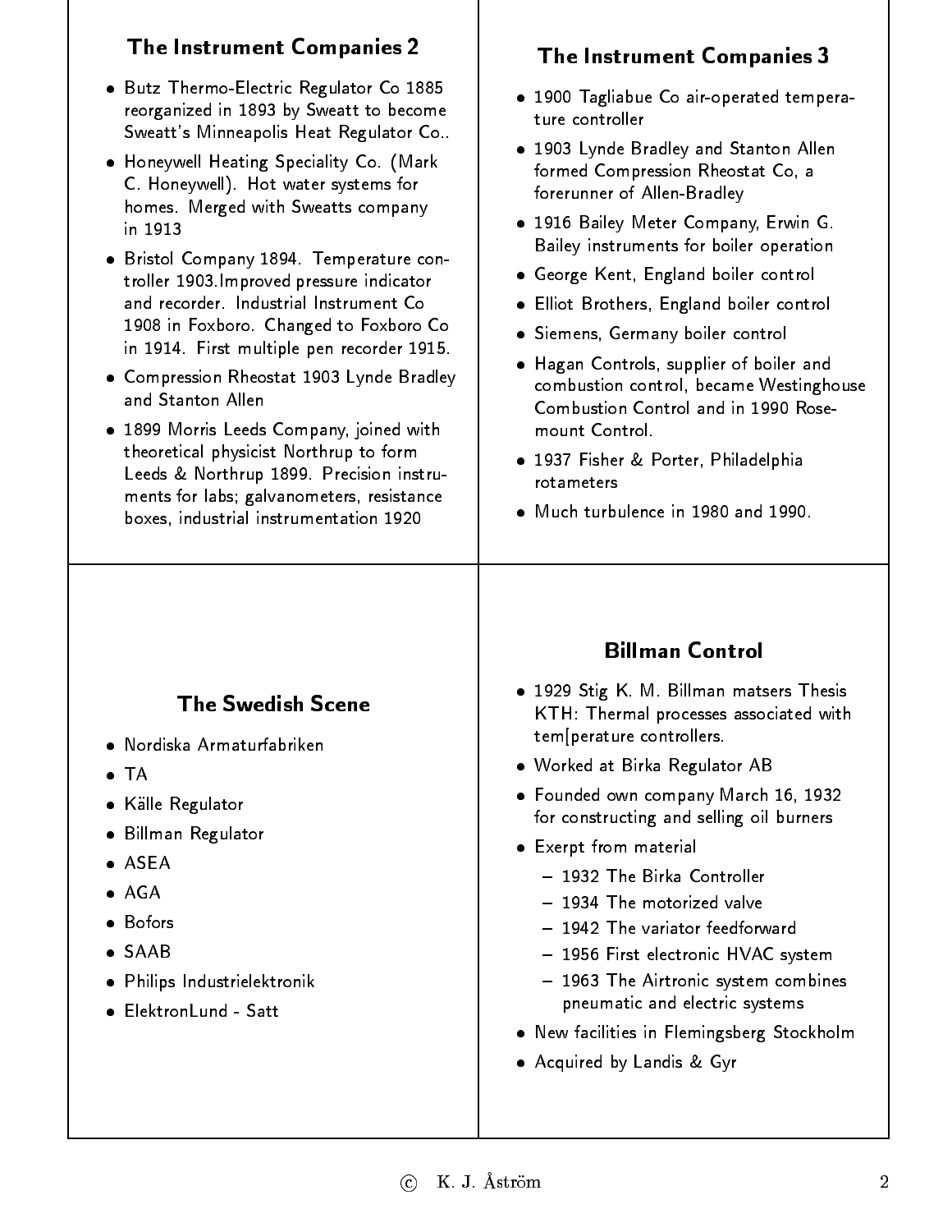## The Instrument Companies 2

- Butz Thermo-Electric Regulator Co 1885 reorganized in 1893 by Sweatt to become Sweatt's Minneapolis Heat Regulator Co..
- Honeywell Heating Speciality Co. (Mark C. Honeywell). Hot water systems for homes. Merged with Sweatts company in 1913
- Bristol Company 1894. Temperature controller 1903.Improved pressure indicator and recorder. Industrial Instrument Co 1908 in Foxboro. Changed to Foxboro Co in 1914. First multiple pen recorder 1915.
- Compression Rheostat 1903 Lynde Bradley and Stanton Allen
- 1899 Morris Leeds Company, joined with theoretical physicist Northrup to form Leeds & Northrup 1899. Precision instruments for labs; galvanometers, resistance boxes, industrial instrumentation 1920

## The Instrument Companies 3

- 1900 Tagliabue Co air-operated temperature controller
- 1903 Lynde Bradley and Stanton Allen formed Compression Rheostat Co, a forerunner of Allen-Bradley
- 1916 Bailey Meter Company, Erwin G. Bailey instruments for boiler operation
- George Kent, England boiler control
- Elliot Brothers, England boiler control
- Siemens, Germany boiler control
- Hagan Controls, supplier of boiler and combustion control, became Westinghouse Combustion Control and in 1990 Rosemount Control.
- 1937 Fisher & Porter, Philadelphia rotameters
- Much turbulence in 1980 and 1990.

## The Swedish Scene

- Nordiska Armaturfabriken
- TA
- Källe Regulator
- Billman Regulator
- ASEA
- AGA
- Bofors
- SAAB
- Philips Industrielektronik
- ElektronLund - Satt

## Billman Control

- 1929 Stig K. M. Billman matsers Thesis KTH: Thermal processes associated with tem[perature controllers.
- Worked at Birka Regulator AB
- Founded own company March 16, 1932 for constructing and selling oil burners
- Exerpt from material
  - 1932 The Birka Controller
  - 1934 The motorized valve
  - 1942 The variator feedforward
  - 1956 First electronic HVAC system
  - 1963 The Airtronic system combines pneumatic and electric systems
- New facilities in Flemingsberg Stockholm
- Acquired by Landis & Gyr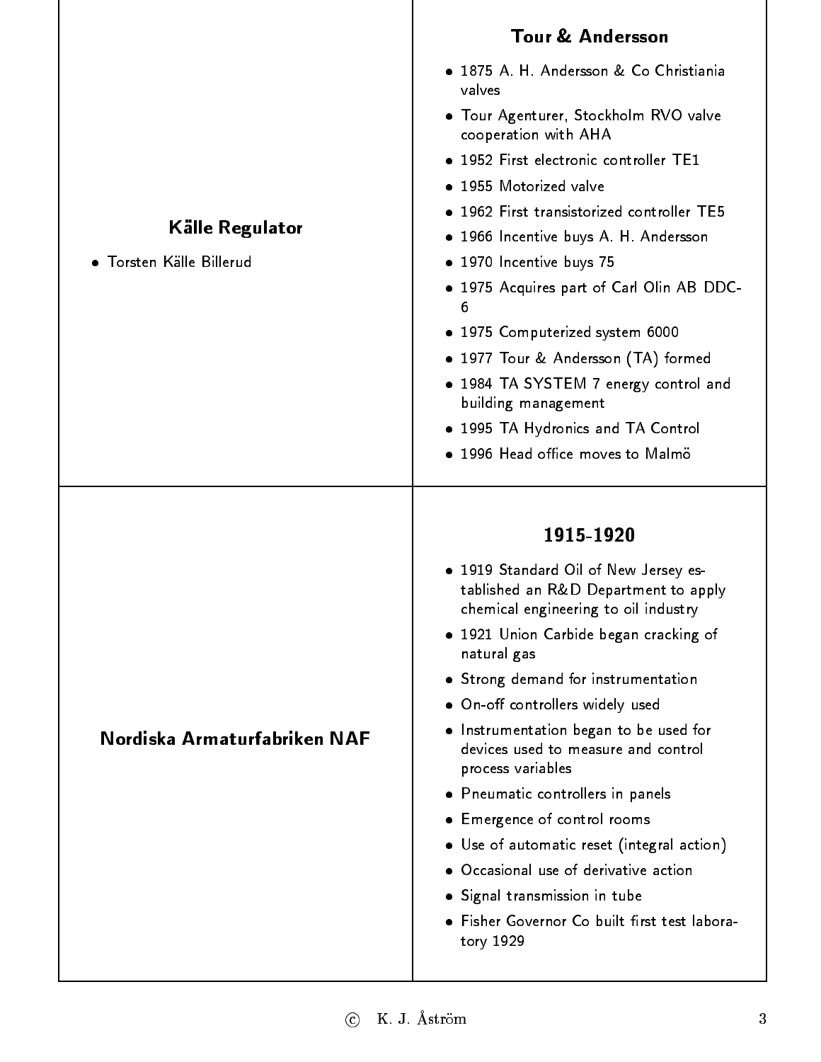## Källe Regulator

- Torsten Källe Billerud

## Tour & Andersson

- 1875 A. H. Andersson & Co Christiania valves
- Tour Agenturer, Stockholm RVO valve cooperation with AHA
- 1952 First electronic controller TE1
- 1955 Motorized valve
- 1962 First transistorized controller TE5
- 1966 Incentive buys A. H. Andersson
- 1970 Incentive buys 75
- 1975 Acquires part of Carl Olin AB DDC-6
- 1975 Computerized system 6000
- 1977 Tour & Andersson (TA) formed
- 1984 TA SYSTEM 7 energy control and building management
- 1995 TA Hydronics and TA Control
- 1996 Head office moves to Malmö

## Nordiska Armaturfabriken NAF

## 1915-1920

- 1919 Standard Oil of New Jersey established an R&D Department to apply chemical engineering to oil industry
- 1921 Union Carbide began cracking of natural gas
- Strong demand for instrumentation
- On-off controllers widely used
- Instrumentation began to be used for devices used to measure and control process variables
- Pneumatic controllers in panels
- Emergence of control rooms
- Use of automatic reset (integral action)
- Occasional use of derivative action
- Signal transmission in tube
- Fisher Governor Co built first test laboratory 1929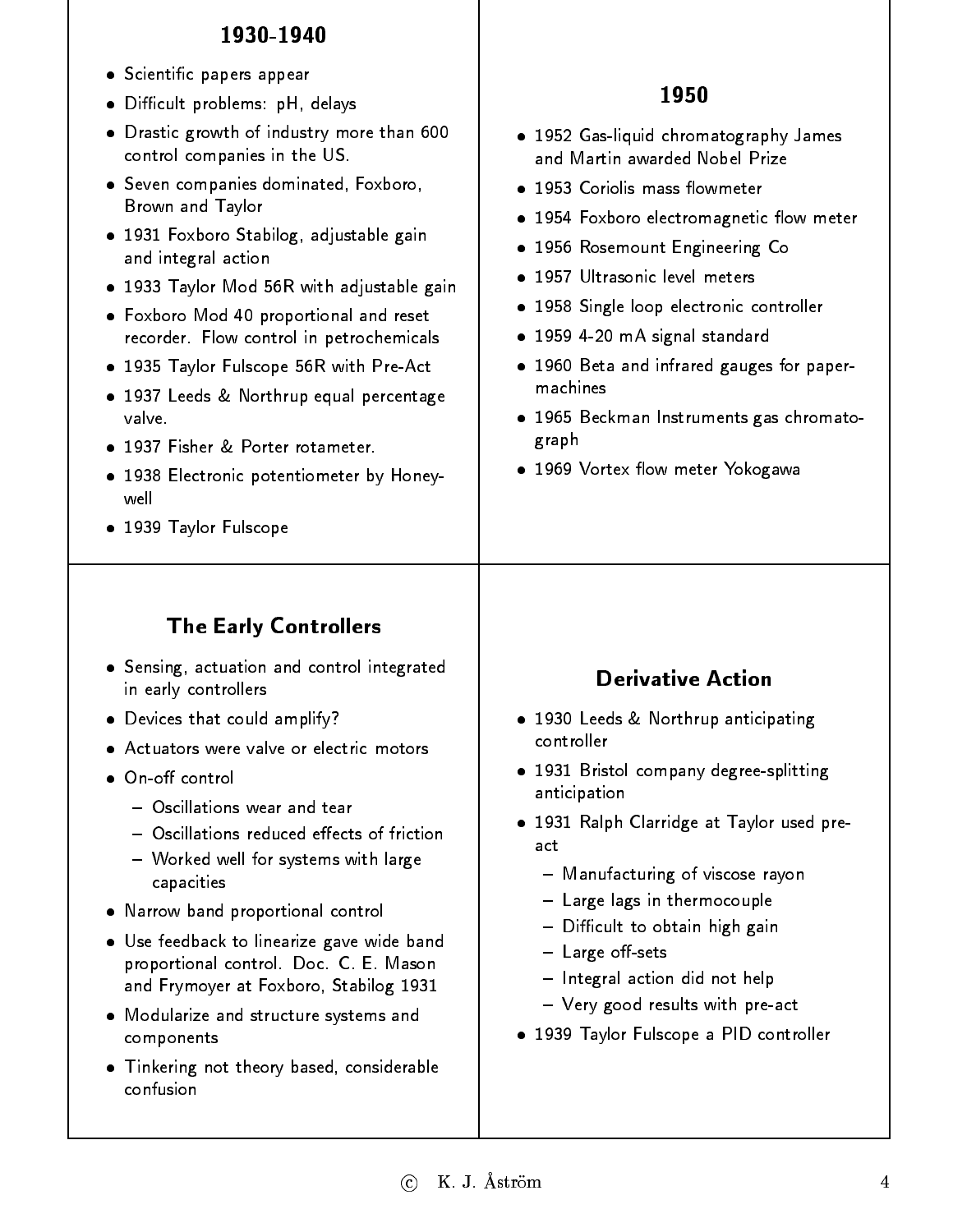## 1930-1940

- Scientific papers appear
- Difficult problems: pH, delays
- Drastic growth of industry more than 600 control companies in the US.
- Seven companies dominated, Foxboro, Brown and Taylor
- 1931 Foxboro Stabilog, adjustable gain and integral action
- 1933 Taylor Mod 56R with adjustable gain
- Foxboro Mod 40 proportional and reset recorder. Flow control in petrochemicals
- 1935 Taylor Fulscope 56R with Pre-Act
- 1937 Leeds & Northrup equal percentage valve.
- 1937 Fisher & Porter rotameter.
- 1938 Electronic potentiometer by Honeywell
- 1939 Taylor Fulscope

## 1950

- 1952 Gas-liquid chromatography James and Martin awarded Nobel Prize
- 1953 Coriolis mass flowmeter
- 1954 Foxboro electromagnetic flow meter
- 1956 Rosemount Engineering Co
- 1957 Ultrasonic level meters
- 1958 Single loop electronic controller
- 1959 4-20 mA signal standard
- 1960 Beta and infrared gauges for paper-machines
- 1965 Beckman Instruments gas chromatograph
- 1969 Vortex flow meter Yokogawa

## The Early Controllers

- Sensing, actuation and control integrated in early controllers
- Devices that could amplify?
- Actuators were valve or electric motors
- On-off control
  - Oscillations wear and tear
  - Oscillations reduced effects of friction
  - Worked well for systems with large capacities
- Narrow band proportional control
- Use feedback to linearize gave wide band proportional control. Doc. C. E. Mason and Frymoyer at Foxboro, Stabilog 1931
- Modularize and structure systems and components
- Tinkering not theory based, considerable confusion

## Derivative Action

- 1930 Leeds & Northrup anticipating controller
- 1931 Bristol company degree-splitting anticipation
- 1931 Ralph Clarridge at Taylor used pre-act
  - Manufacturing of viscose rayon
  - Large lags in thermocouple
  - Difficult to obtain high gain
  - Large off-sets
  - Integral action did not help
  - Very good results with pre-act
- 1939 Taylor Fulscope a PID controller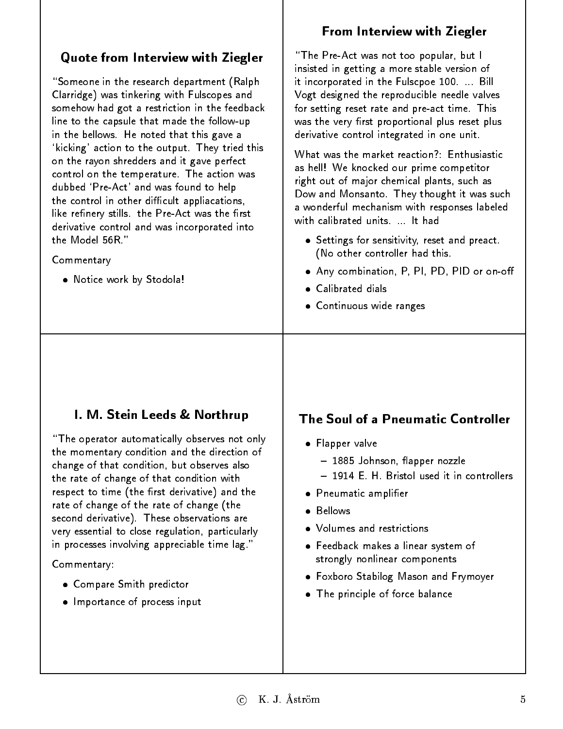## Quote from Interview with Ziegler

"Someone in the research department (Ralph Clarridge) was tinkering with Fulscopes and somehow had got a restriction in the feedback line to the capsule that made the follow-up in the bellows. He noted that this gave a 'kicking' action to the output. They tried this on the rayon shredders and it gave perfect control on the temperature. The action was dubbed 'Pre-Act' and was found to help the control in other difficult appliacations, like refinery stills. the Pre-Act was the first derivative control and was incorporated into the Model 56R."

Commentary

- Notice work by Stodola!

## From Interview with Ziegler

"The Pre-Act was not too popular, but I insisted in getting a more stable version of it incorporated in the Fulscpoe 100. ... Bill Vogt designed the reproducible needle valves for setting reset rate and pre-act time. This was the very first proportional plus reset plus derivative control integrated in one unit.

What was the market reaction?: Enthusiastic as hell! We knocked our prime competitor right out of major chemical plants, such as Dow and Monsanto. They thought it was such a wonderful mechanism with responses labeled with calibrated units. ... It had

- Settings for sensitivity, reset and preact. (No other controller had this.
- Any combination, P, PI, PD, PID or on-off
- Calibrated dials
- Continuous wide ranges

## I. M. Stein Leeds & Northrup

"The operator automatically observes not only the momentary condition and the direction of change of that condition, but observes also the rate of change of that condition with respect to time (the first derivative) and the rate of change of the rate of change (the second derivative). These observations are very essential to close regulation, particularly in processes involving appreciable time lag."

Commentary:

- Compare Smith predictor
- Importance of process input

## The Soul of a Pneumatic Controller

- Flapper valve
  - 1885 Johnson, flapper nozzle
  - 1914 E. H. Bristol used it in controllers
- Pneumatic amplifier
- Bellows
- Volumes and restrictions
- Feedback makes a linear system of strongly nonlinear components
- Foxboro Stabilog Mason and Frymoyer
- The principle of force balance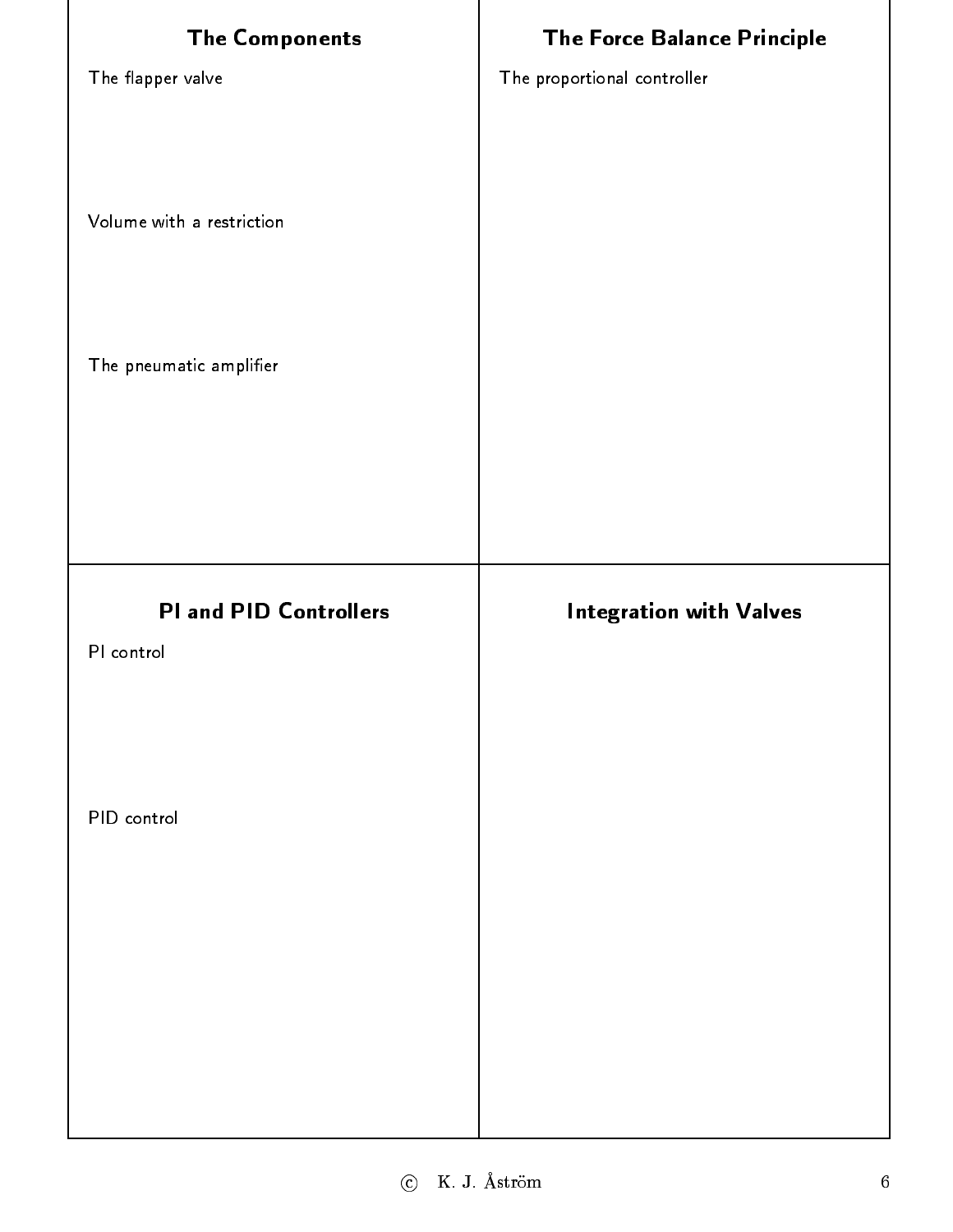## The Components

The flapper valve

Volume with a restriction

The pneumatic amplifier

## The Force Balance Principle

The proportional controller

## PI and PID Controllers

PI control

PID control

## Integration with Valves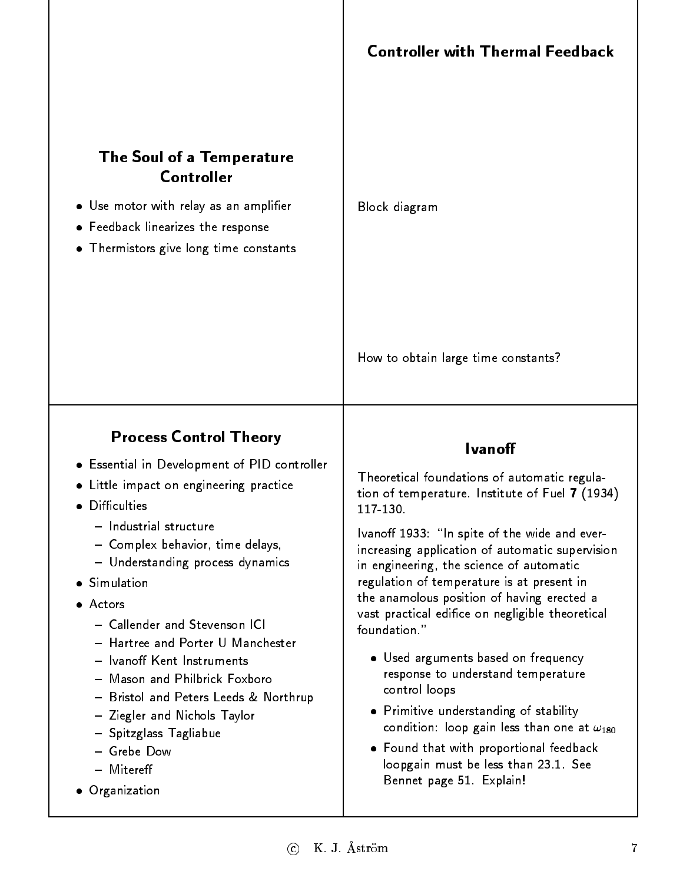## The Soul of a Temperature Controller

- Use motor with relay as an amplifier
- Feedback linearizes the response
- Thermistors give long time constants

## Controller with Thermal Feedback

Block diagram

How to obtain large time constants?

## Process Control Theory

- Essential in Development of PID controller
- Little impact on engineering practice
- Difficulties
  - Industrial structure
  - Complex behavior, time delays,
  - Understanding process dynamics
- Simulation
- Actors
  - Callender and Stevenson ICI
  - Hartree and Porter U Manchester
  - Ivanoff Kent Instruments
  - Mason and Philbrick Foxboro
  - Bristol and Peters Leeds & Northrup
  - Ziegler and Nichols Taylor
  - Spitzglass Tagliabue
  - Grebe Dow
  - Mitereff
- Organization

## Ivanoff

Theoretical foundations of automatic regulation of temperature. Institute of Fuel **7** (1934) 117-130.

Ivanoff 1933: "In spite of the wide and ever-increasing application of automatic supervision in engineering, the science of automatic regulation of temperature is at present in the anamolous position of having erected a vast practical edifice on negligible theoretical foundation."

- Used arguments based on frequency response to understand temperature control loops
- Primitive understanding of stability condition: loop gain less than one at $\omega_{180}$
- Found that with proportional feedback loopgain must be less than 23.1. See Bennet page 51. Explain!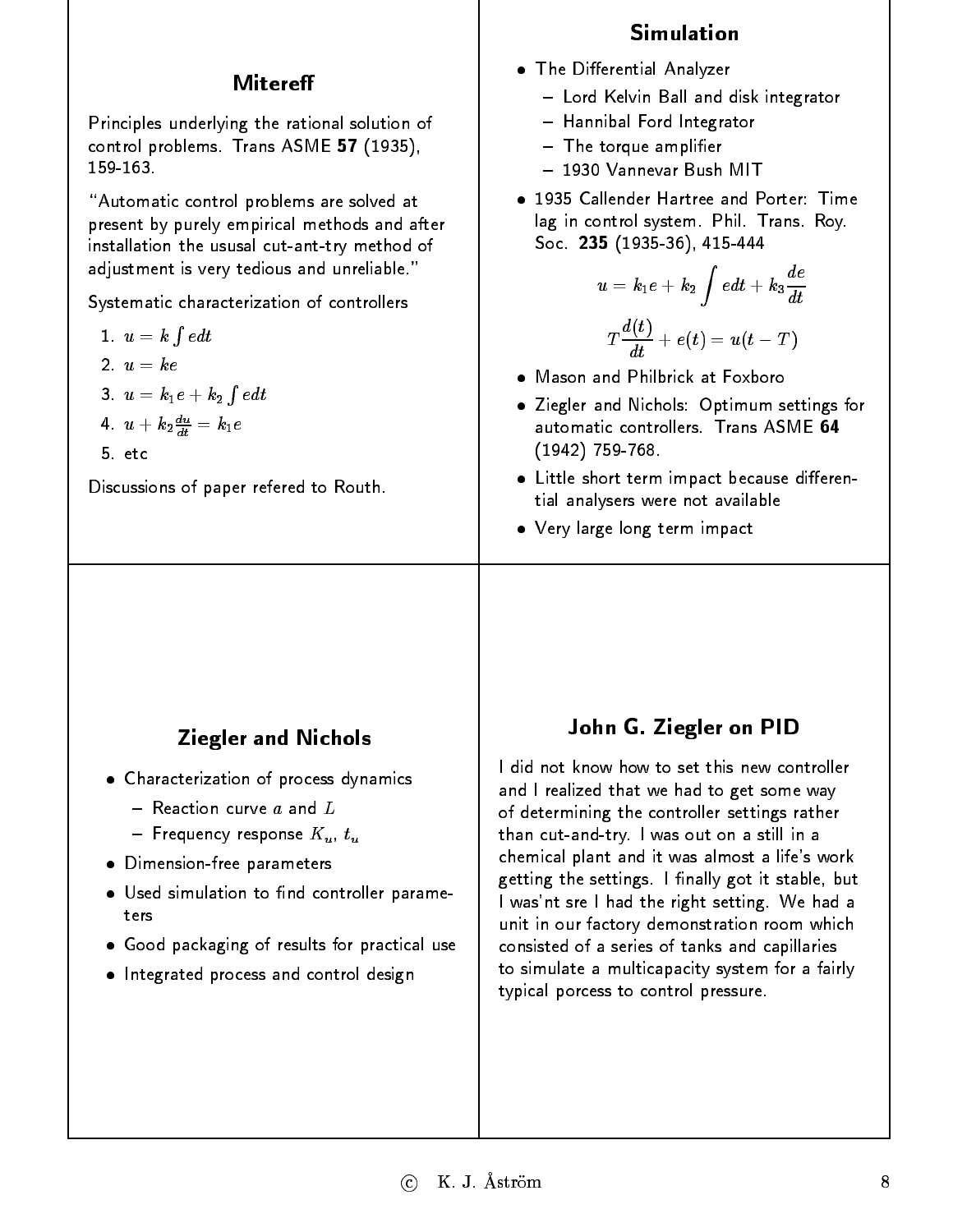## Mitereff

Principles underlying the rational solution of control problems. Trans ASME **57** (1935), 159-163.

"Automatic control problems are solved at present by purely empirical methods and after installation the ususal cut-ant-try method of adjustment is very tedious and unreliable."

Systematic characterization of controllers

1. $u = k \int e dt$
2. $u = ke$
3. $u = k_1 e + k_2 \int e dt$
4. $u + k_2 \frac{du}{dt} = k_1 e$
5. etc

Discussions of paper refered to Routh.

## Simulation

- The Differential Analyzer
  - Lord Kelvin Ball and disk integrator
  - Hannibal Ford Integrator
  - The torque amplifier
  - 1930 Vannevar Bush MIT
- 1935 Callender Hartree and Porter: Time lag in control system. Phil. Trans. Roy. Soc. **235** (1935-36), 415-444

$$u = k_1 e + k_2 \int e dt + k_3 \frac{de}{dt}$$

$$T \frac{d(t)}{dt} + e(t) = u(t - T)$$

- Mason and Philbrick at Foxboro
- Ziegler and Nichols: Optimum settings for automatic controllers. Trans ASME **64** (1942) 759-768.
- Little short term impact because differential analysers were not available
- Very large long term impact

## Ziegler and Nichols

- Characterization of process dynamics
  - Reaction curve $a$ and $L$
  - Frequency response $K_u$, $t_u$
- Dimension-free parameters
- Used simulation to find controller parameters
- Good packaging of results for practical use
- Integrated process and control design

## John G. Ziegler on PID

I did not know how to set this new controller and I realized that we had to get some way of determining the controller settings rather than cut-and-try. I was out on a still in a chemical plant and it was almost a life's work getting the settings. I finally got it stable, but I was'nt sre I had the right setting. We had a unit in our factory demonstration room which consisted of a series of tanks and capillaries to simulate a multicapacity system for a fairly typical porcess to control pressure.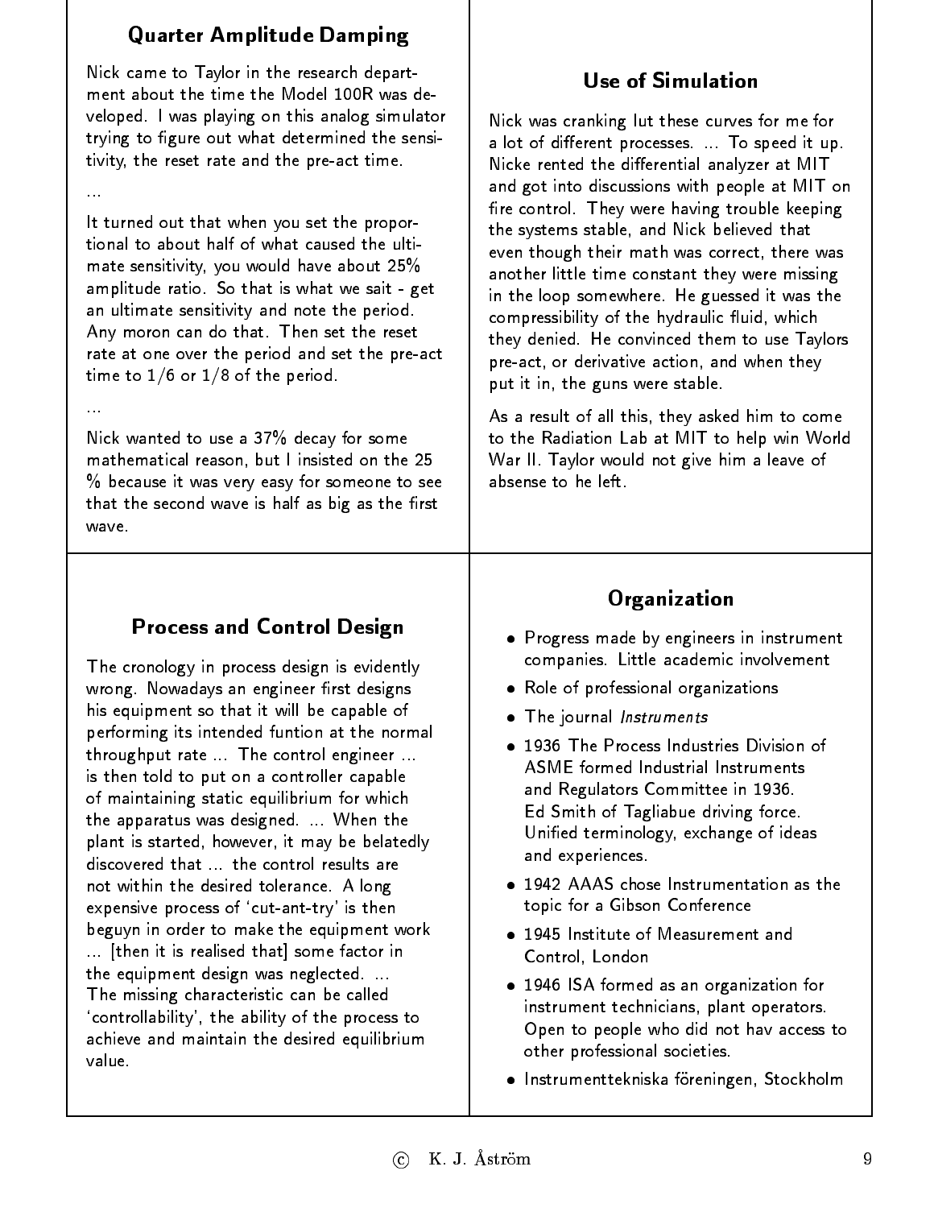## Quarter Amplitude Damping

Nick came to Taylor in the research department about the time the Model 100R was developed. I was playing on this analog simulator trying to figure out what determined the sensitivity, the reset rate and the pre-act time.

...

It turned out that when you set the proportional to about half of what caused the ultimate sensitivity, you would have about 25% amplitude ratio. So that is what we sait - get an ultimate sensitivity and note the period. Any moron can do that. Then set the reset rate at one over the period and set the pre-act time to 1/6 or 1/8 of the period.

...

Nick wanted to use a 37% decay for some mathematical reason, but I insisted on the 25 % because it was very easy for someone to see that the second wave is half as big as the first wave.

## Use of Simulation

Nick was cranking lut these curves for me for a lot of different processes. ... To speed it up. Nicke rented the differential analyzer at MIT and got into discussions with people at MIT on fire control. They were having trouble keeping the systems stable, and Nick believed that even though their math was correct, there was another little time constant they were missing in the loop somewhere. He guessed it was the compressibility of the hydraulic fluid, which they denied. He convinced them to use Taylors pre-act, or derivative action, and when they put it in, the guns were stable.

As a result of all this, they asked him to come to the Radiation Lab at MIT to help win World War II. Taylor would not give him a leave of absense to he left.

## Process and Control Design

The cronology in process design is evidently wrong. Nowadays an engineer first designs his equipment so that it will be capable of performing its intended funtion at the normal throughput rate ... The control engineer ... is then told to put on a controller capable of maintaining static equilibrium for which the apparatus was designed. ... When the plant is started, however, it may be belatedly discovered that ... the control results are not within the desired tolerance. A long expensive process of 'cut-ant-try' is then beguyn in order to make the equipment work ... [then it is realised that] some factor in the equipment design was neglected. ... The missing characteristic can be called 'controllability', the ability of the process to achieve and maintain the desired equilibrium value.

## Organization

- Progress made by engineers in instrument companies. Little academic involvement
- Role of professional organizations
- The journal *Instruments*
- 1936 The Process Industries Division of ASME formed Industrial Instruments and Regulators Committee in 1936. Ed Smith of Tagliabue driving force. Unified terminology, exchange of ideas and experiences.
- 1942 AAAS chose Instrumentation as the topic for a Gibson Conference
- 1945 Institute of Measurement and Control, London
- 1946 ISA formed as an organization for instrument technicians, plant operators. Open to people who did not hav access to other professional societies.
- Instrumenttekniska föreningen, Stockholm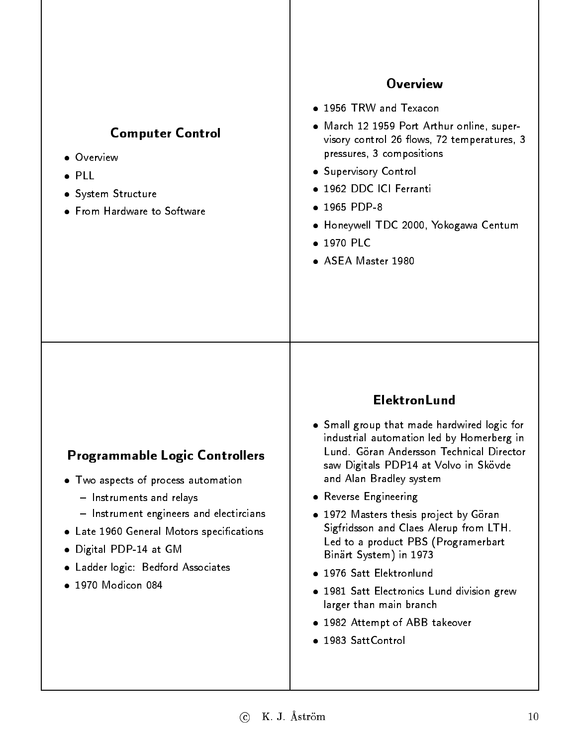## Computer Control

- Overview
- PLL
- System Structure
- From Hardware to Software

## Overview

- 1956 TRW and Texacon
- March 12 1959 Port Arthur online, supervisory control 26 flows, 72 temperatures, 3 pressures, 3 compositions
- Supervisory Control
- 1962 DDC ICI Ferranti
- 1965 PDP-8
- Honeywell TDC 2000, Yokogawa Centum
- 1970 PLC
- ASEA Master 1980

## Programmable Logic Controllers

- Two aspects of process automation
  - Instruments and relays
  - Instrument engineers and electircians
- Late 1960 General Motors specifications
- Digital PDP-14 at GM
- Ladder logic: Bedford Associates
- 1970 Modicon 084

## ElektronLund

- Small group that made hardwired logic for industrial automation led by Homerberg in Lund. Göran Andersson Technical Director saw Digitals PDP14 at Volvo in Skövde and Alan Bradley system
- Reverse Engineering
- 1972 Masters thesis project by Göran Sigfridsson and Claes Alerup from LTH. Led to a product PBS (Programerbart Binärt System) in 1973
- 1976 Satt Elektronlund
- 1981 Satt Electronics Lund division grew larger than main branch
- 1982 Attempt of ABB takeover
- 1983 SattControl

© K. J. Åström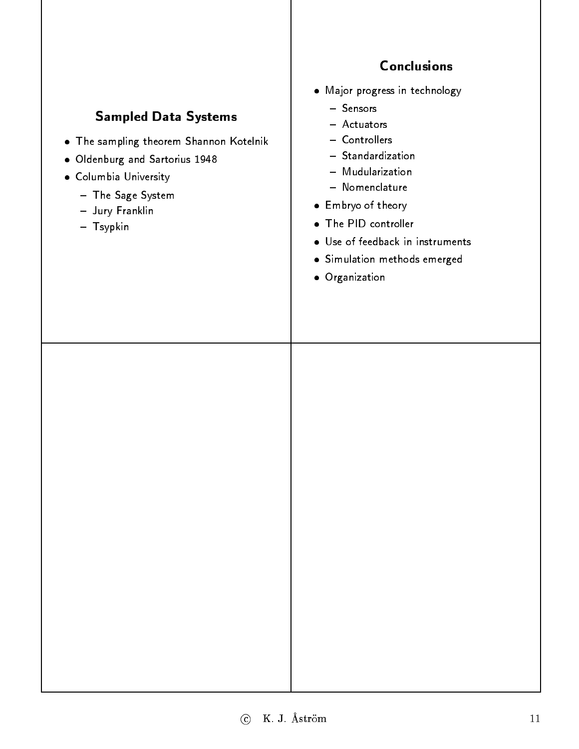## Sampled Data Systems

- The sampling theorem Shannon Kotelnik
- Oldenburg and Sartorius 1948
- Columbia University
  - The Sage System
  - Jury Franklin
  - Tsypkin

## Conclusions

- Major progress in technology
  - Sensors
  - Actuators
  - Controllers
  - Standardization
  - Mudularization
  - Nomenclature
- Embryo of theory
- The PID controller
- Use of feedback in instruments
- Simulation methods emerged
- Organization